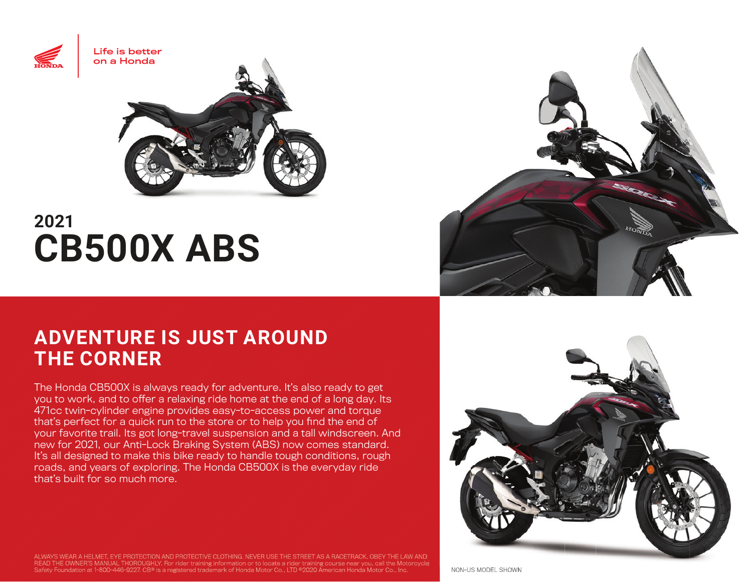Life is better on a Honda

# 2021 CB500X ABS

## ADVENTURE IS JUST AROUND THE CORNER

The Honda CB500X is always ready for adventure. It's also ready to get you to work, and to offer a relaxing ride home at the end of a long day. Its 471cc twin-cylinder engine provides easy-to-access power and torque that's perfect for a quick run to the store or to help you find the end of your favorite trail. Its got long-travel suspension and a tall windscreen. And new for 2021, our Anti-Lock Braking System (ABS) now comes standard. It's all designed to make this bike ready to handle tough conditions, rough roads, and years of exploring. The Honda CB500X is the everyday ride that's built for so much more.

ALWAYS WEAR A HELMET, EYE PROTECTION AND PROTECTIVE CLOTHING. NEVER USE THE STREET AS A RACETRACK. OBEY THE LAW AND READ THE OWNER'S MANUAL THOROUGHLY. For rider training information or to locate a rider training course near you, call the Motorcycle Safety Foundation at 1-800-446-9227. CB® is a registered trademark of Honda Motor Co., LTD ©2020 American Honda Motor Co., Inc.

NON-US MODEL SHOWN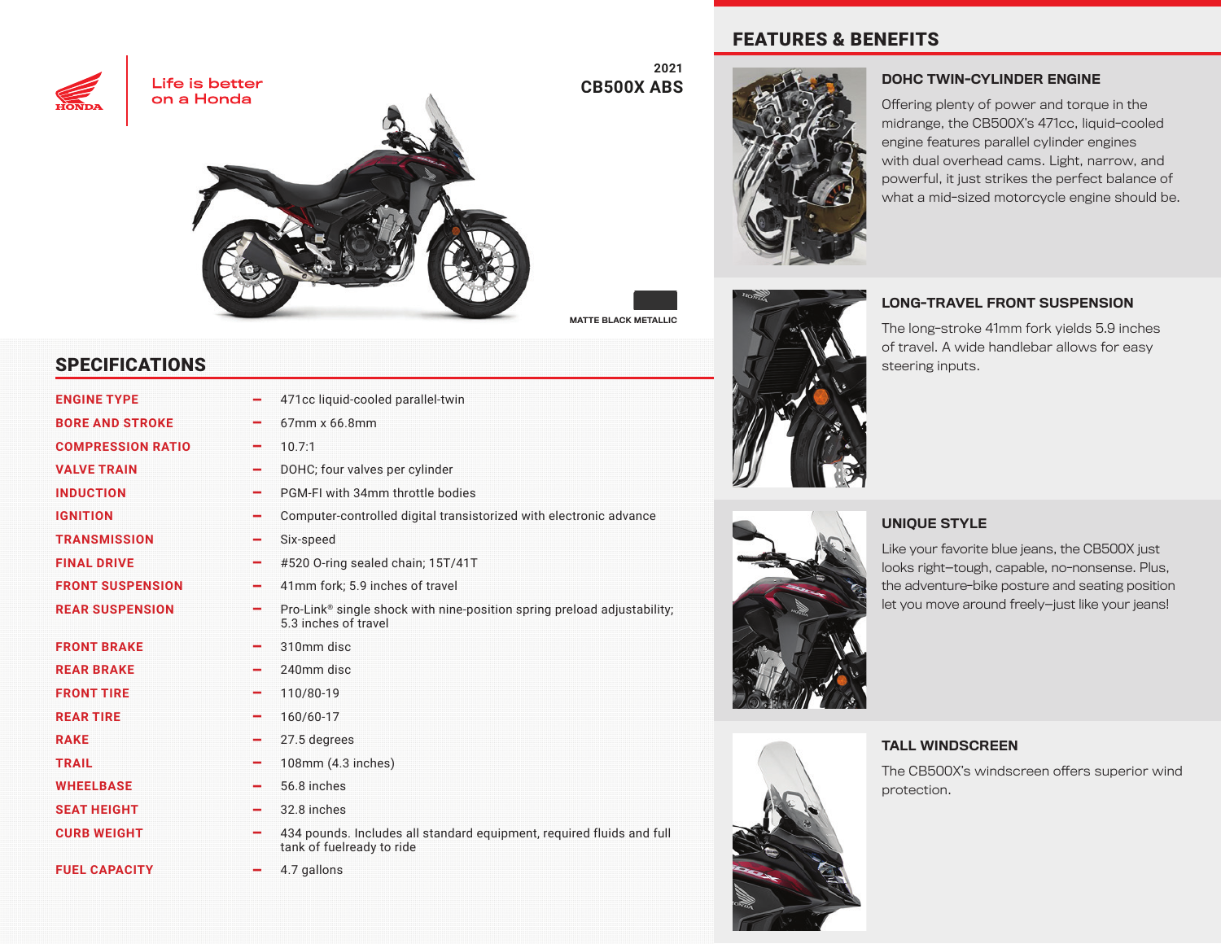Life is better on a Honda

2021
# CB500X ABS

MATTE BLACK METALLIC

## SPECIFICATIONS

| | |
|---|---|
| ENGINE TYPE | 471cc liquid-cooled parallel-twin |
| BORE AND STROKE | 67mm x 66.8mm |
| COMPRESSION RATIO | 10.7:1 |
| VALVE TRAIN | DOHC; four valves per cylinder |
| INDUCTION | PGM-FI with 34mm throttle bodies |
| IGNITION | Computer-controlled digital transistorized with electronic advance |
| TRANSMISSION | Six-speed |
| FINAL DRIVE | #520 O-ring sealed chain; 15T/41T |
| FRONT SUSPENSION | 41mm fork; 5.9 inches of travel |
| REAR SUSPENSION | Pro-Link® single shock with nine-position spring preload adjustability; 5.3 inches of travel |
| FRONT BRAKE | 310mm disc |
| REAR BRAKE | 240mm disc |
| FRONT TIRE | 110/80-19 |
| REAR TIRE | 160/60-17 |
| RAKE | 27.5 degrees |
| TRAIL | 108mm (4.3 inches) |
| WHEELBASE | 56.8 inches |
| SEAT HEIGHT | 32.8 inches |
| CURB WEIGHT | 434 pounds. Includes all standard equipment, required fluids and full tank of fuelready to ride |
| FUEL CAPACITY | 4.7 gallons |

## FEATURES & BENEFITS

### DOHC TWIN-CYLINDER ENGINE

Offering plenty of power and torque in the midrange, the CB500X's 471cc, liquid-cooled engine features parallel cylinder engines with dual overhead cams. Light, narrow, and powerful, it just strikes the perfect balance of what a mid-sized motorcycle engine should be.

### LONG-TRAVEL FRONT SUSPENSION

The long-stroke 41mm fork yields 5.9 inches of travel. A wide handlebar allows for easy steering inputs.

### UNIQUE STYLE

Like your favorite blue jeans, the CB500X just looks right–tough, capable, no-nonsense. Plus, the adventure-bike posture and seating position let you move around freely–just like your jeans!

### TALL WINDSCREEN

The CB500X's windscreen offers superior wind protection.